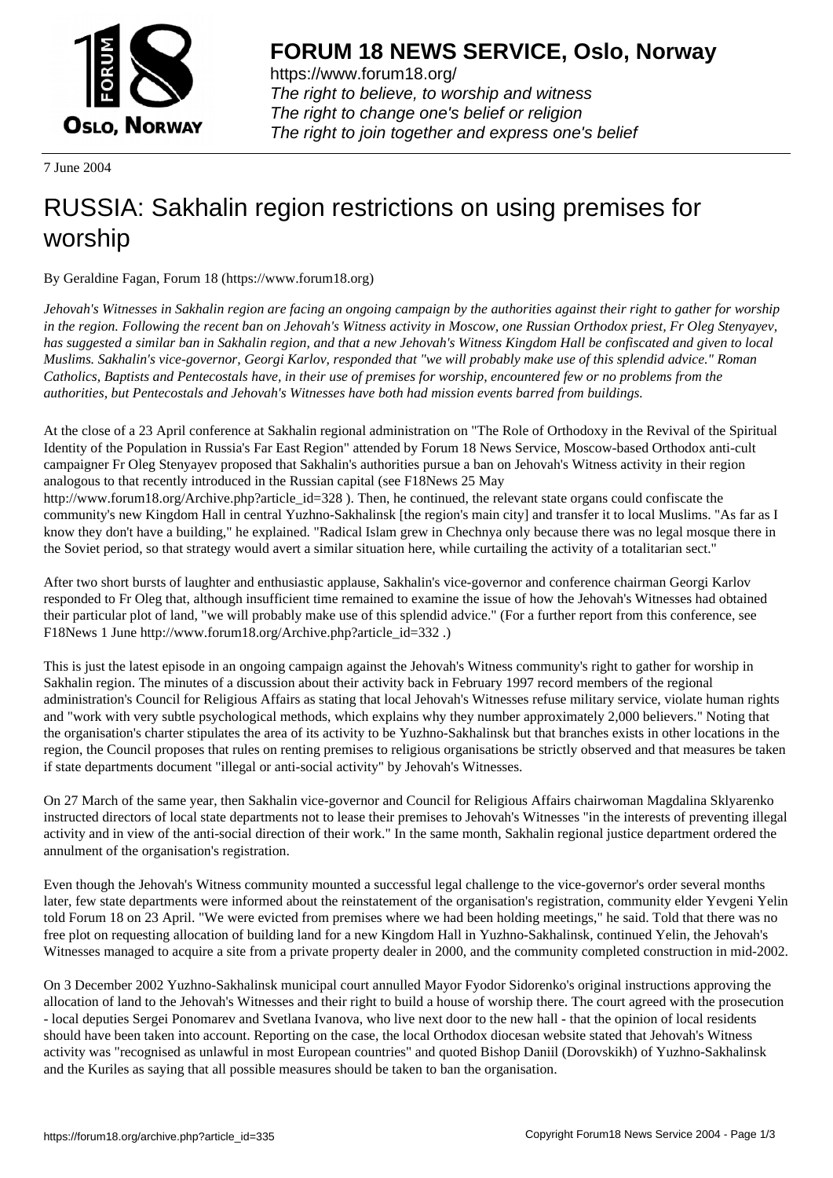# FORUM 18 NEWS SERVICE, Oslo, Norway

https://www.forum18.org/
*The right to believe, to worship and witness*
*The right to change one's belief or religion*
*The right to join together and express one's belief*

7 June 2004

# RUSSIA: Sakhalin region restrictions on using premises for worship

By Geraldine Fagan, Forum 18 (https://www.forum18.org)

*Jehovah's Witnesses in Sakhalin region are facing an ongoing campaign by the authorities against their right to gather for worship in the region. Following the recent ban on Jehovah's Witness activity in Moscow, one Russian Orthodox priest, Fr Oleg Stenyayev, has suggested a similar ban in Sakhalin region, and that a new Jehovah's Witness Kingdom Hall be confiscated and given to local Muslims. Sakhalin's vice-governor, Georgi Karlov, responded that "we will probably make use of this splendid advice." Roman Catholics, Baptists and Pentecostals have, in their use of premises for worship, encountered few or no problems from the authorities, but Pentecostals and Jehovah's Witnesses have both had mission events barred from buildings.*

At the close of a 23 April conference at Sakhalin regional administration on "The Role of Orthodoxy in the Revival of the Spiritual Identity of the Population in Russia's Far East Region" attended by Forum 18 News Service, Moscow-based Orthodox anti-cult campaigner Fr Oleg Stenyayev proposed that Sakhalin's authorities pursue a ban on Jehovah's Witness activity in their region analogous to that recently introduced in the Russian capital (see F18News 25 May http://www.forum18.org/Archive.php?article_id=328 ). Then, he continued, the relevant state organs could confiscate the community's new Kingdom Hall in central Yuzhno-Sakhalinsk [the region's main city] and transfer it to local Muslims. "As far as I know they don't have a building," he explained. "Radical Islam grew in Chechnya only because there was no legal mosque there in the Soviet period, so that strategy would avert a similar situation here, while curtailing the activity of a totalitarian sect."

After two short bursts of laughter and enthusiastic applause, Sakhalin's vice-governor and conference chairman Georgi Karlov responded to Fr Oleg that, although insufficient time remained to examine the issue of how the Jehovah's Witnesses had obtained their particular plot of land, "we will probably make use of this splendid advice." (For a further report from this conference, see F18News 1 June http://www.forum18.org/Archive.php?article_id=332 .)

This is just the latest episode in an ongoing campaign against the Jehovah's Witness community's right to gather for worship in Sakhalin region. The minutes of a discussion about their activity back in February 1997 record members of the regional administration's Council for Religious Affairs as stating that local Jehovah's Witnesses refuse military service, violate human rights and "work with very subtle psychological methods, which explains why they number approximately 2,000 believers." Noting that the organisation's charter stipulates the area of its activity to be Yuzhno-Sakhalinsk but that branches exists in other locations in the region, the Council proposes that rules on renting premises to religious organisations be strictly observed and that measures be taken if state departments document "illegal or anti-social activity" by Jehovah's Witnesses.

On 27 March of the same year, then Sakhalin vice-governor and Council for Religious Affairs chairwoman Magdalina Sklyarenko instructed directors of local state departments not to lease their premises to Jehovah's Witnesses "in the interests of preventing illegal activity and in view of the anti-social direction of their work." In the same month, Sakhalin regional justice department ordered the annulment of the organisation's registration.

Even though the Jehovah's Witness community mounted a successful legal challenge to the vice-governor's order several months later, few state departments were informed about the reinstatement of the organisation's registration, community elder Yevgeni Yelin told Forum 18 on 23 April. "We were evicted from premises where we had been holding meetings," he said. Told that there was no free plot on requesting allocation of building land for a new Kingdom Hall in Yuzhno-Sakhalinsk, continued Yelin, the Jehovah's Witnesses managed to acquire a site from a private property dealer in 2000, and the community completed construction in mid-2002.

On 3 December 2002 Yuzhno-Sakhalinsk municipal court annulled Mayor Fyodor Sidorenko's original instructions approving the allocation of land to the Jehovah's Witnesses and their right to build a house of worship there. The court agreed with the prosecution - local deputies Sergei Ponomarev and Svetlana Ivanova, who live next door to the new hall - that the opinion of local residents should have been taken into account. Reporting on the case, the local Orthodox diocesan website stated that Jehovah's Witness activity was "recognised as unlawful in most European countries" and quoted Bishop Daniil (Dorovskikh) of Yuzhno-Sakhalinsk and the Kuriles as saying that all possible measures should be taken to ban the organisation.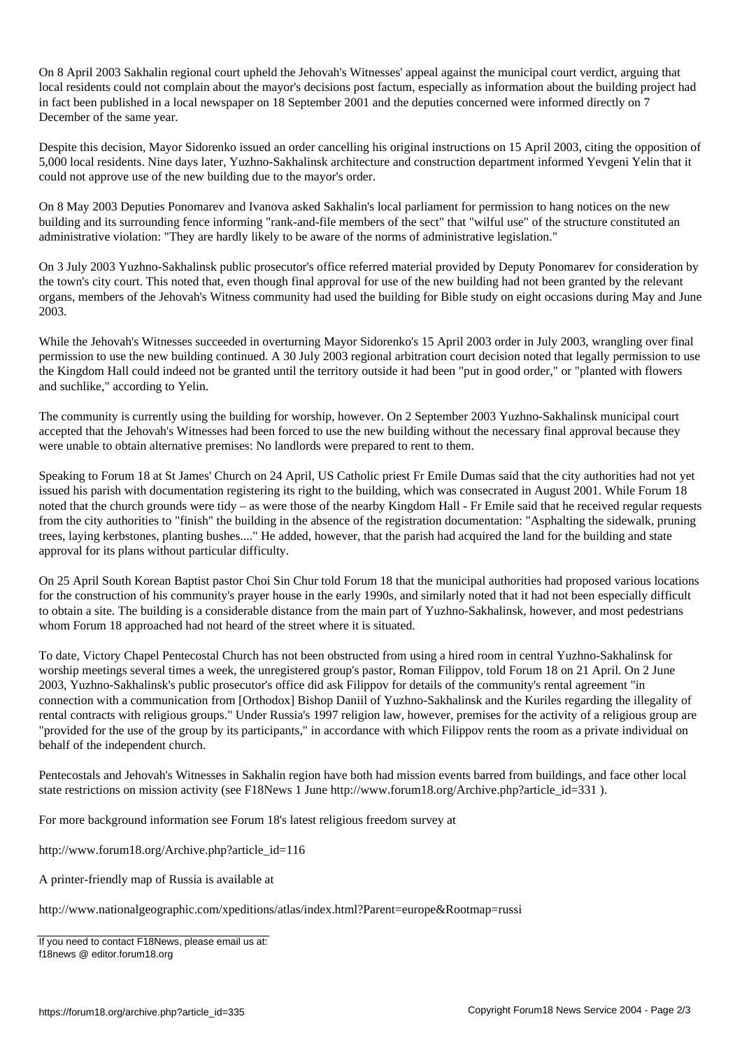On 8 April 2003 Sakhalin regional court upheld the Jehovah's Witnesses' appeal against the municipal court verdict, arguing that local residents could not complain about the mayor's decisions post factum, especially as information about the building project had in fact been published in a local newspaper on 18 September 2001 and the deputies concerned were informed directly on 7 December of the same year.

Despite this decision, Mayor Sidorenko issued an order cancelling his original instructions on 15 April 2003, citing the opposition of 5,000 local residents. Nine days later, Yuzhno-Sakhalinsk architecture and construction department informed Yevgeni Yelin that it could not approve use of the new building due to the mayor's order.

On 8 May 2003 Deputies Ponomarev and Ivanova asked Sakhalin's local parliament for permission to hang notices on the new building and its surrounding fence informing "rank-and-file members of the sect" that "wilful use" of the structure constituted an administrative violation: "They are hardly likely to be aware of the norms of administrative legislation."

On 3 July 2003 Yuzhno-Sakhalinsk public prosecutor's office referred material provided by Deputy Ponomarev for consideration by the town's city court. This noted that, even though final approval for use of the new building had not been granted by the relevant organs, members of the Jehovah's Witness community had used the building for Bible study on eight occasions during May and June 2003.

While the Jehovah's Witnesses succeeded in overturning Mayor Sidorenko's 15 April 2003 order in July 2003, wrangling over final permission to use the new building continued. A 30 July 2003 regional arbitration court decision noted that legally permission to use the Kingdom Hall could indeed not be granted until the territory outside it had been "put in good order," or "planted with flowers and suchlike," according to Yelin.

The community is currently using the building for worship, however. On 2 September 2003 Yuzhno-Sakhalinsk municipal court accepted that the Jehovah's Witnesses had been forced to use the new building without the necessary final approval because they were unable to obtain alternative premises: No landlords were prepared to rent to them.

Speaking to Forum 18 at St James' Church on 24 April, US Catholic priest Fr Emile Dumas said that the city authorities had not yet issued his parish with documentation registering its right to the building, which was consecrated in August 2001. While Forum 18 noted that the church grounds were tidy – as were those of the nearby Kingdom Hall - Fr Emile said that he received regular requests from the city authorities to "finish" the building in the absence of the registration documentation: "Asphalting the sidewalk, pruning trees, laying kerbstones, planting bushes...." He added, however, that the parish had acquired the land for the building and state approval for its plans without particular difficulty.

On 25 April South Korean Baptist pastor Choi Sin Chur told Forum 18 that the municipal authorities had proposed various locations for the construction of his community's prayer house in the early 1990s, and similarly noted that it had not been especially difficult to obtain a site. The building is a considerable distance from the main part of Yuzhno-Sakhalinsk, however, and most pedestrians whom Forum 18 approached had not heard of the street where it is situated.

To date, Victory Chapel Pentecostal Church has not been obstructed from using a hired room in central Yuzhno-Sakhalinsk for worship meetings several times a week, the unregistered group's pastor, Roman Filippov, told Forum 18 on 21 April. On 2 June 2003, Yuzhno-Sakhalinsk's public prosecutor's office did ask Filippov for details of the community's rental agreement "in connection with a communication from [Orthodox] Bishop Daniil of Yuzhno-Sakhalinsk and the Kuriles regarding the illegality of rental contracts with religious groups." Under Russia's 1997 religion law, however, premises for the activity of a religious group are "provided for the use of the group by its participants," in accordance with which Filippov rents the room as a private individual on behalf of the independent church.

Pentecostals and Jehovah's Witnesses in Sakhalin region have both had mission events barred from buildings, and face other local state restrictions on mission activity (see F18News 1 June http://www.forum18.org/Archive.php?article_id=331 ).

For more background information see Forum 18's latest religious freedom survey at

http://www.forum18.org/Archive.php?article_id=116

A printer-friendly map of Russia is available at

http://www.nationalgeographic.com/xpeditions/atlas/index.html?Parent=europe&Rootmap=russi

If you need to contact F18News, please email us at:
f18news @ editor.forum18.org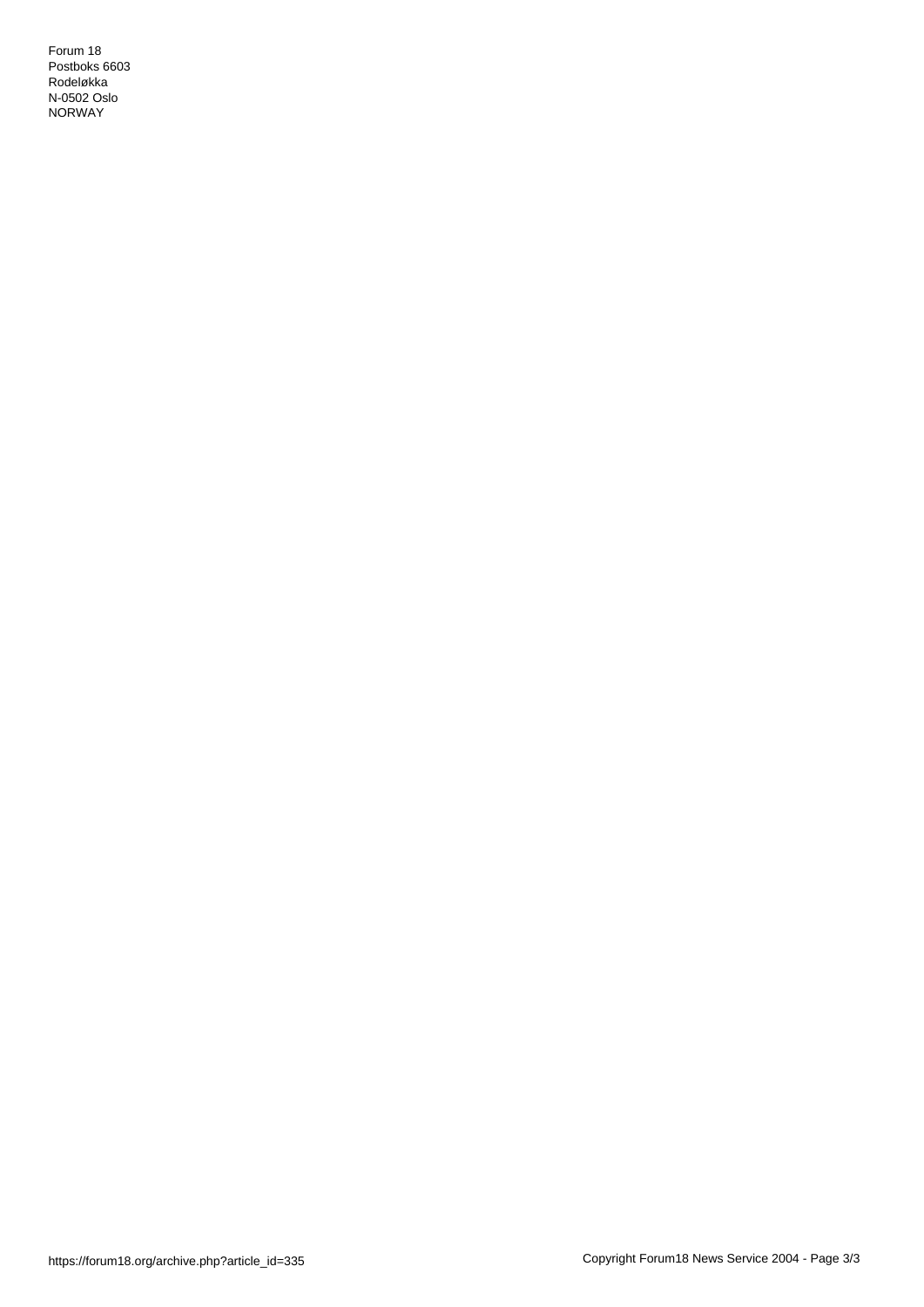Forum 18
Postboks 6603
Rodeløkka
N-0502 Oslo
NORWAY